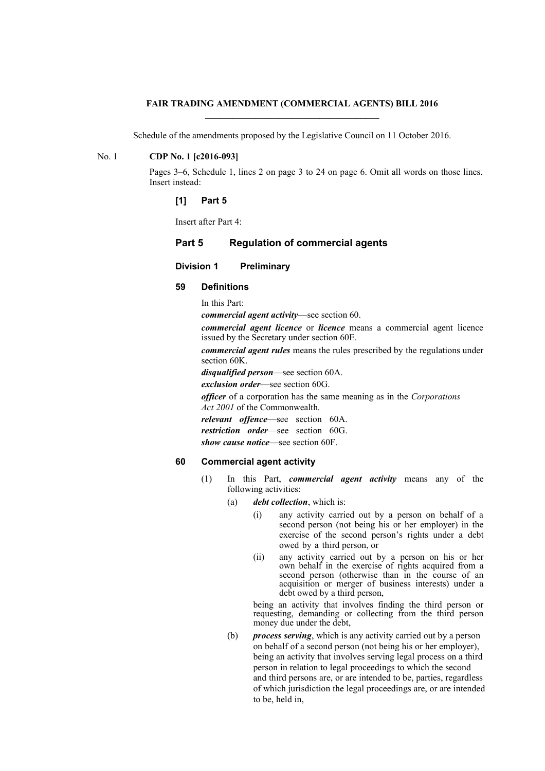**FAIR TRADING AMENDMENT (COMMERCIAL AGENTS) BILL 2016**

Schedule of the amendments proposed by the Legislative Council on 11 October 2016.

No. 1 **CDP No. 1 [c2016-093]**

Pages 3–6, Schedule 1, lines 2 on page 3 to 24 on page 6. Omit all words on those lines. Insert instead:

### [1] Part 5

Insert after Part 4:

## Part 5 Regulation of commercial agents

### Division 1 Preliminary

#### 59 Definitions

In this Part:

***commercial agent activity***—see section 60.

***commercial agent licence*** or ***licence*** means a commercial agent licence issued by the Secretary under section 60E.

***commercial agent rules*** means the rules prescribed by the regulations under section 60K.

***disqualified person***—see section 60A.

***exclusion order***—see section 60G.

***officer*** of a corporation has the same meaning as in the *Corporations Act 2001* of the Commonwealth.

***relevant offence***—see section 60A.

***restriction order***—see section 60G.

***show cause notice***—see section 60F.

#### 60 Commercial agent activity

(1) In this Part, ***commercial agent activity*** means any of the following activities:

(a) ***debt collection***, which is:

(i) any activity carried out by a person on behalf of a second person (not being his or her employer) in the exercise of the second person's rights under a debt owed by a third person, or

(ii) any activity carried out by a person on his or her own behalf in the exercise of rights acquired from a second person (otherwise than in the course of an acquisition or merger of business interests) under a debt owed by a third person,

being an activity that involves finding the third person or requesting, demanding or collecting from the third person money due under the debt,

(b) ***process serving***, which is any activity carried out by a person on behalf of a second person (not being his or her employer), being an activity that involves serving legal process on a third person in relation to legal proceedings to which the second and third persons are, or are intended to be, parties, regardless of which jurisdiction the legal proceedings are, or are intended to be, held in,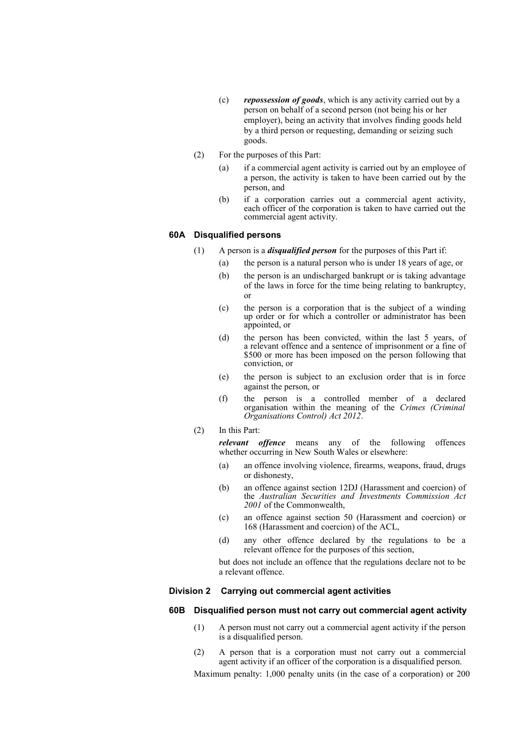(c) ***repossession of goods***, which is any activity carried out by a person on behalf of a second person (not being his or her employer), being an activity that involves finding goods held by a third person or requesting, demanding or seizing such goods.

(2) For the purposes of this Part:

(a) if a commercial agent activity is carried out by an employee of a person, the activity is taken to have been carried out by the person, and

(b) if a corporation carries out a commercial agent activity, each officer of the corporation is taken to have carried out the commercial agent activity.

### 60A Disqualified persons

(1) A person is a ***disqualified person*** for the purposes of this Part if:

(a) the person is a natural person who is under 18 years of age, or

(b) the person is an undischarged bankrupt or is taking advantage of the laws in force for the time being relating to bankruptcy, or

(c) the person is a corporation that is the subject of a winding up order or for which a controller or administrator has been appointed, or

(d) the person has been convicted, within the last 5 years, of a relevant offence and a sentence of imprisonment or a fine of $500 or more has been imposed on the person following that conviction, or

(e) the person is subject to an exclusion order that is in force against the person, or

(f) the person is a controlled member of a declared organisation within the meaning of the *Crimes (Criminal Organisations Control) Act 2012*.

(2) In this Part:

***relevant offence*** means any of the following offences whether occurring in New South Wales or elsewhere:

(a) an offence involving violence, firearms, weapons, fraud, drugs or dishonesty,

(b) an offence against section 12DJ (Harassment and coercion) of the *Australian Securities and Investments Commission Act 2001* of the Commonwealth,

(c) an offence against section 50 (Harassment and coercion) or 168 (Harassment and coercion) of the ACL,

(d) any other offence declared by the regulations to be a relevant offence for the purposes of this section,

but does not include an offence that the regulations declare not to be a relevant offence.

## Division 2 Carrying out commercial agent activities

### 60B Disqualified person must not carry out commercial agent activity

(1) A person must not carry out a commercial agent activity if the person is a disqualified person.

(2) A person that is a corporation must not carry out a commercial agent activity if an officer of the corporation is a disqualified person.

Maximum penalty: 1,000 penalty units (in the case of a corporation) or 200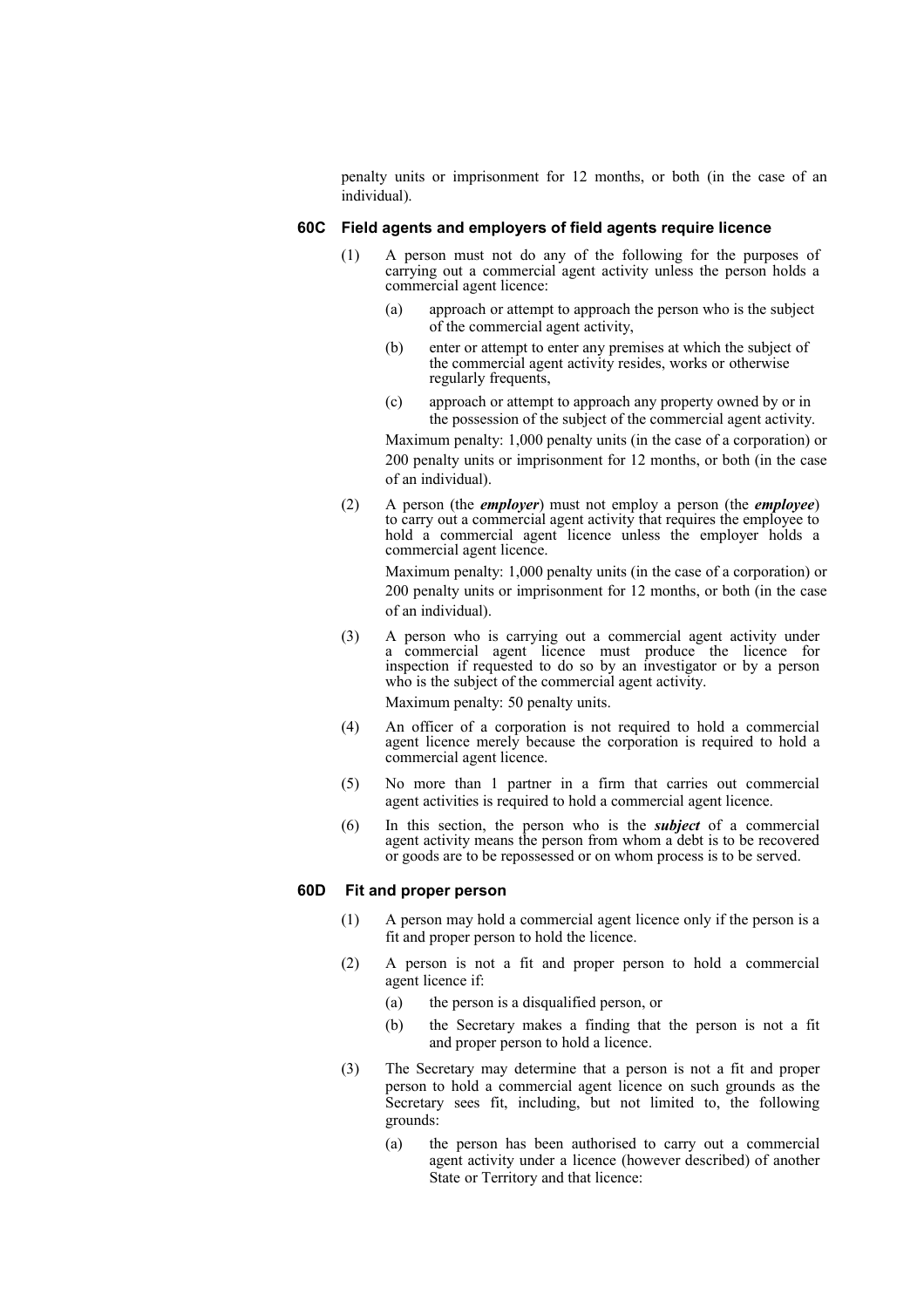penalty units or imprisonment for 12 months, or both (in the case of an individual).

### 60C Field agents and employers of field agents require licence

(1) A person must not do any of the following for the purposes of carrying out a commercial agent activity unless the person holds a commercial agent licence:

- (a) approach or attempt to approach the person who is the subject of the commercial agent activity,
- (b) enter or attempt to enter any premises at which the subject of the commercial agent activity resides, works or otherwise regularly frequents,
- (c) approach or attempt to approach any property owned by or in the possession of the subject of the commercial agent activity.

Maximum penalty: 1,000 penalty units (in the case of a corporation) or 200 penalty units or imprisonment for 12 months, or both (in the case of an individual).

(2) A person (the ***employer***) must not employ a person (the ***employee***) to carry out a commercial agent activity that requires the employee to hold a commercial agent licence unless the employer holds a commercial agent licence.

Maximum penalty: 1,000 penalty units (in the case of a corporation) or 200 penalty units or imprisonment for 12 months, or both (in the case of an individual).

(3) A person who is carrying out a commercial agent activity under a commercial agent licence must produce the licence for inspection if requested to do so by an investigator or by a person who is the subject of the commercial agent activity.

Maximum penalty: 50 penalty units.

(4) An officer of a corporation is not required to hold a commercial agent licence merely because the corporation is required to hold a commercial agent licence.

(5) No more than 1 partner in a firm that carries out commercial agent activities is required to hold a commercial agent licence.

(6) In this section, the person who is the ***subject*** of a commercial agent activity means the person from whom a debt is to be recovered or goods are to be repossessed or on whom process is to be served.

### 60D Fit and proper person

(1) A person may hold a commercial agent licence only if the person is a fit and proper person to hold the licence.

(2) A person is not a fit and proper person to hold a commercial agent licence if:

- (a) the person is a disqualified person, or
- (b) the Secretary makes a finding that the person is not a fit and proper person to hold a licence.

(3) The Secretary may determine that a person is not a fit and proper person to hold a commercial agent licence on such grounds as the Secretary sees fit, including, but not limited to, the following grounds:

- (a) the person has been authorised to carry out a commercial agent activity under a licence (however described) of another State or Territory and that licence: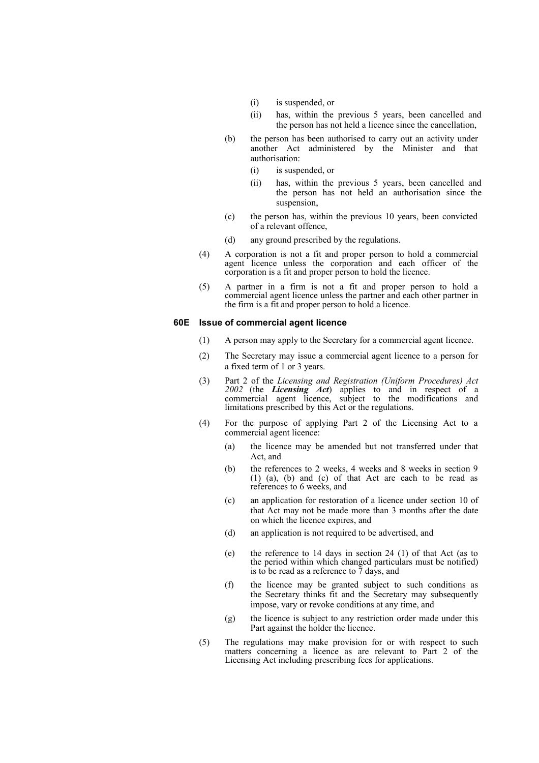(i) is suspended, or

(ii) has, within the previous 5 years, been cancelled and the person has not held a licence since the cancellation,

(b) the person has been authorised to carry out an activity under another Act administered by the Minister and that authorisation:

(i) is suspended, or

(ii) has, within the previous 5 years, been cancelled and the person has not held an authorisation since the suspension,

(c) the person has, within the previous 10 years, been convicted of a relevant offence,

(d) any ground prescribed by the regulations.

(4) A corporation is not a fit and proper person to hold a commercial agent licence unless the corporation and each officer of the corporation is a fit and proper person to hold the licence.

(5) A partner in a firm is not a fit and proper person to hold a commercial agent licence unless the partner and each other partner in the firm is a fit and proper person to hold a licence.

### 60E Issue of commercial agent licence

(1) A person may apply to the Secretary for a commercial agent licence.

(2) The Secretary may issue a commercial agent licence to a person for a fixed term of 1 or 3 years.

(3) Part 2 of the *Licensing and Registration (Uniform Procedures) Act 2002* (the ***Licensing Act***) applies to and in respect of a commercial agent licence, subject to the modifications and limitations prescribed by this Act or the regulations.

(4) For the purpose of applying Part 2 of the Licensing Act to a commercial agent licence:

(a) the licence may be amended but not transferred under that Act, and

(b) the references to 2 weeks, 4 weeks and 8 weeks in section 9 (1) (a), (b) and (c) of that Act are each to be read as references to 6 weeks, and

(c) an application for restoration of a licence under section 10 of that Act may not be made more than 3 months after the date on which the licence expires, and

(d) an application is not required to be advertised, and

(e) the reference to 14 days in section 24 (1) of that Act (as to the period within which changed particulars must be notified) is to be read as a reference to 7 days, and

(f) the licence may be granted subject to such conditions as the Secretary thinks fit and the Secretary may subsequently impose, vary or revoke conditions at any time, and

(g) the licence is subject to any restriction order made under this Part against the holder the licence.

(5) The regulations may make provision for or with respect to such matters concerning a licence as are relevant to Part 2 of the Licensing Act including prescribing fees for applications.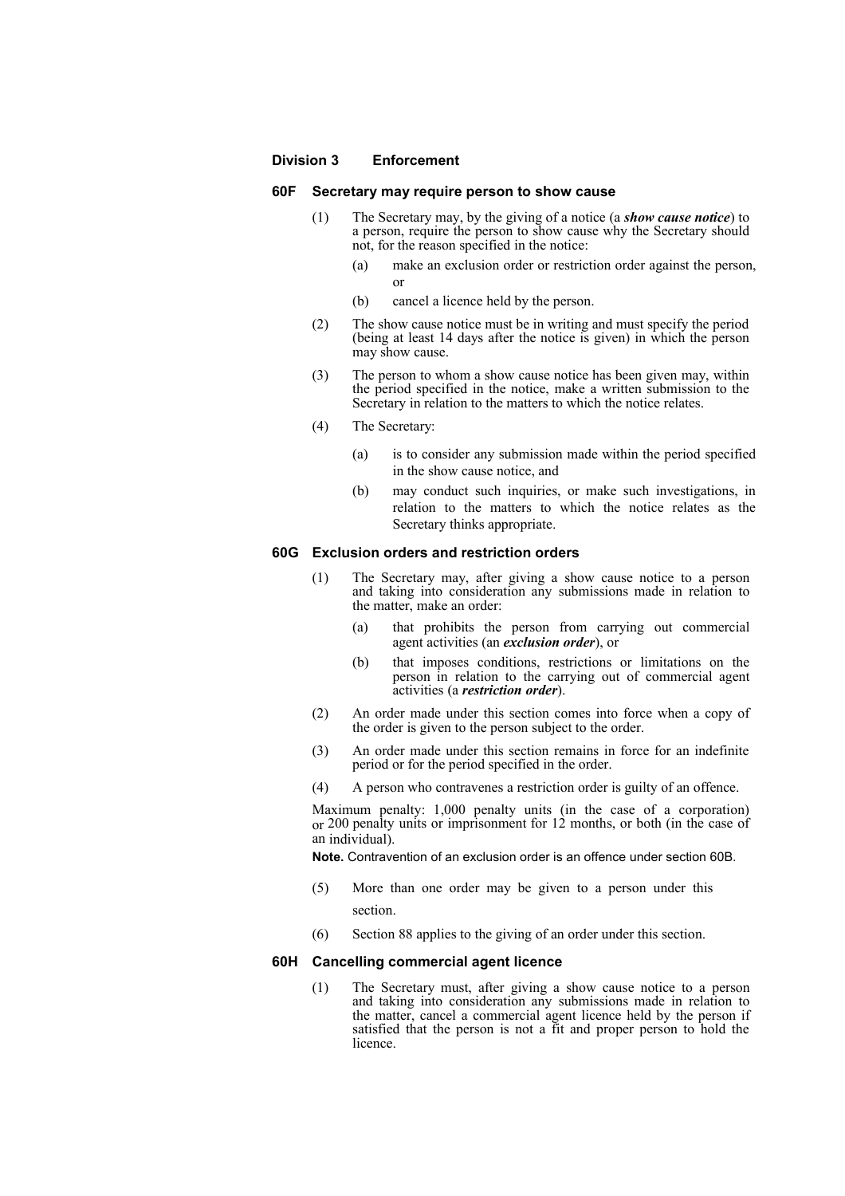## Division 3 Enforcement

### 60F Secretary may require person to show cause

(1) The Secretary may, by the giving of a notice (a ***show cause notice***) to a person, require the person to show cause why the Secretary should not, for the reason specified in the notice:

(a) make an exclusion order or restriction order against the person, or

(b) cancel a licence held by the person.

(2) The show cause notice must be in writing and must specify the period (being at least 14 days after the notice is given) in which the person may show cause.

(3) The person to whom a show cause notice has been given may, within the period specified in the notice, make a written submission to the Secretary in relation to the matters to which the notice relates.

(4) The Secretary:

(a) is to consider any submission made within the period specified in the show cause notice, and

(b) may conduct such inquiries, or make such investigations, in relation to the matters to which the notice relates as the Secretary thinks appropriate.

### 60G Exclusion orders and restriction orders

(1) The Secretary may, after giving a show cause notice to a person and taking into consideration any submissions made in relation to the matter, make an order:

(a) that prohibits the person from carrying out commercial agent activities (an ***exclusion order***), or

(b) that imposes conditions, restrictions or limitations on the person in relation to the carrying out of commercial agent activities (a ***restriction order***).

(2) An order made under this section comes into force when a copy of the order is given to the person subject to the order.

(3) An order made under this section remains in force for an indefinite period or for the period specified in the order.

(4) A person who contravenes a restriction order is guilty of an offence.

Maximum penalty: 1,000 penalty units (in the case of a corporation) or 200 penalty units or imprisonment for 12 months, or both (in the case of an individual).

**Note.** Contravention of an exclusion order is an offence under section 60B.

(5) More than one order may be given to a person under this section.

(6) Section 88 applies to the giving of an order under this section.

### 60H Cancelling commercial agent licence

(1) The Secretary must, after giving a show cause notice to a person and taking into consideration any submissions made in relation to the matter, cancel a commercial agent licence held by the person if satisfied that the person is not a fit and proper person to hold the licence.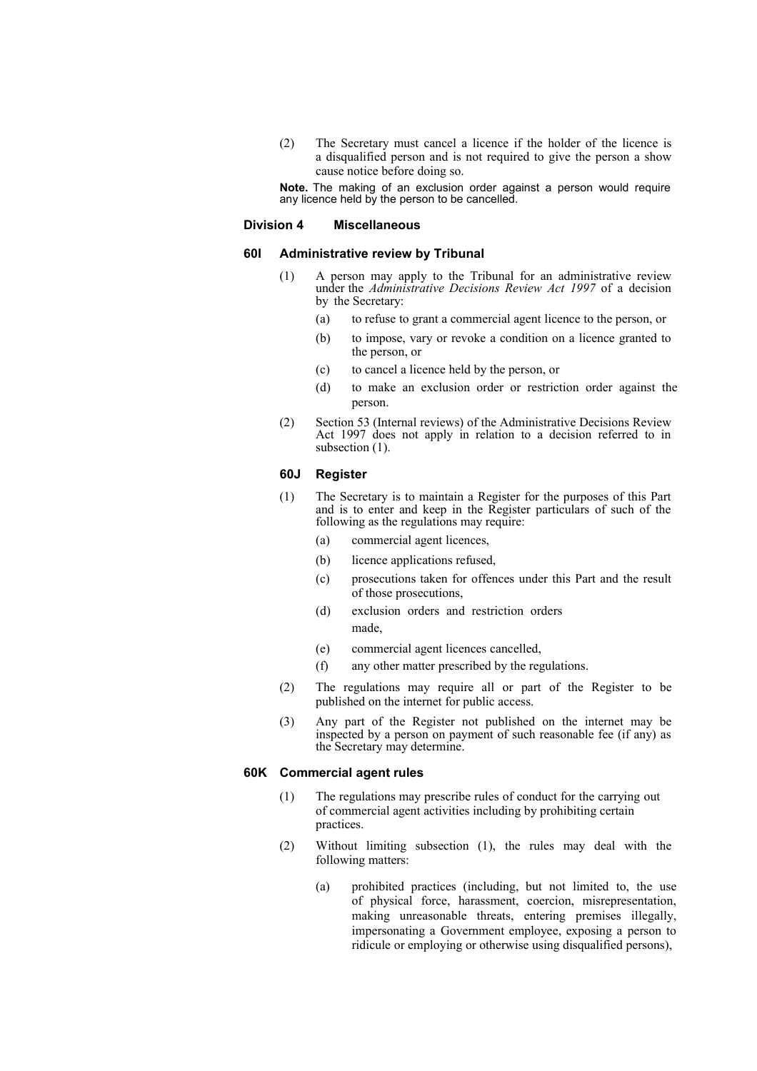(2) The Secretary must cancel a licence if the holder of the licence is a disqualified person and is not required to give the person a show cause notice before doing so.

**Note.** The making of an exclusion order against a person would require any licence held by the person to be cancelled.

### Division 4 Miscellaneous

#### 60I Administrative review by Tribunal

(1) A person may apply to the Tribunal for an administrative review under the *Administrative Decisions Review Act 1997* of a decision by the Secretary:

- (a) to refuse to grant a commercial agent licence to the person, or
- (b) to impose, vary or revoke a condition on a licence granted to the person, or
- (c) to cancel a licence held by the person, or
- (d) to make an exclusion order or restriction order against the person.

(2) Section 53 (Internal reviews) of the Administrative Decisions Review Act 1997 does not apply in relation to a decision referred to in subsection (1).

#### 60J Register

(1) The Secretary is to maintain a Register for the purposes of this Part and is to enter and keep in the Register particulars of such of the following as the regulations may require:

- (a) commercial agent licences,
- (b) licence applications refused,
- (c) prosecutions taken for offences under this Part and the result of those prosecutions,
- (d) exclusion orders and restriction orders made,
- (e) commercial agent licences cancelled,
- (f) any other matter prescribed by the regulations.

(2) The regulations may require all or part of the Register to be published on the internet for public access.

(3) Any part of the Register not published on the internet may be inspected by a person on payment of such reasonable fee (if any) as the Secretary may determine.

#### 60K Commercial agent rules

(1) The regulations may prescribe rules of conduct for the carrying out of commercial agent activities including by prohibiting certain practices.

(2) Without limiting subsection (1), the rules may deal with the following matters:

- (a) prohibited practices (including, but not limited to, the use of physical force, harassment, coercion, misrepresentation, making unreasonable threats, entering premises illegally, impersonating a Government employee, exposing a person to ridicule or employing or otherwise using disqualified persons),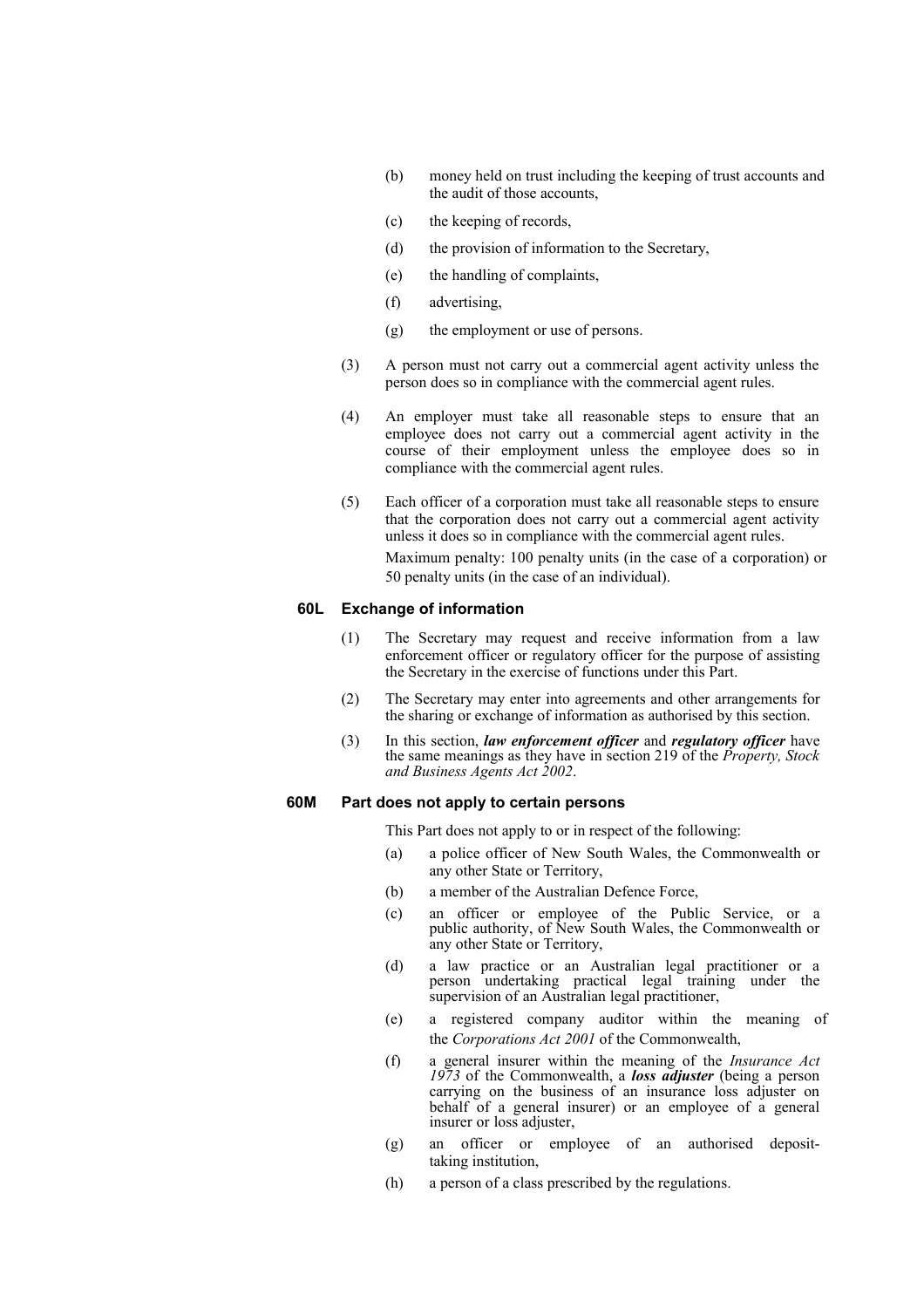(b) money held on trust including the keeping of trust accounts and the audit of those accounts,

(c) the keeping of records,

(d) the provision of information to the Secretary,

(e) the handling of complaints,

(f) advertising,

(g) the employment or use of persons.

(3) A person must not carry out a commercial agent activity unless the person does so in compliance with the commercial agent rules.

(4) An employer must take all reasonable steps to ensure that an employee does not carry out a commercial agent activity in the course of their employment unless the employee does so in compliance with the commercial agent rules.

(5) Each officer of a corporation must take all reasonable steps to ensure that the corporation does not carry out a commercial agent activity unless it does so in compliance with the commercial agent rules.

Maximum penalty: 100 penalty units (in the case of a corporation) or 50 penalty units (in the case of an individual).

### 60L Exchange of information

(1) The Secretary may request and receive information from a law enforcement officer or regulatory officer for the purpose of assisting the Secretary in the exercise of functions under this Part.

(2) The Secretary may enter into agreements and other arrangements for the sharing or exchange of information as authorised by this section.

(3) In this section, ***law enforcement officer*** and ***regulatory officer*** have the same meanings as they have in section 219 of the *Property, Stock and Business Agents Act 2002*.

### 60M Part does not apply to certain persons

This Part does not apply to or in respect of the following:

(a) a police officer of New South Wales, the Commonwealth or any other State or Territory,

(b) a member of the Australian Defence Force,

(c) an officer or employee of the Public Service, or a public authority, of New South Wales, the Commonwealth or any other State or Territory,

(d) a law practice or an Australian legal practitioner or a person undertaking practical legal training under the supervision of an Australian legal practitioner,

(e) a registered company auditor within the meaning of the *Corporations Act 2001* of the Commonwealth,

(f) a general insurer within the meaning of the *Insurance Act 1973* of the Commonwealth, a ***loss adjuster*** (being a person carrying on the business of an insurance loss adjuster on behalf of a general insurer) or an employee of a general insurer or loss adjuster,

(g) an officer or employee of an authorised deposit-taking institution,

(h) a person of a class prescribed by the regulations.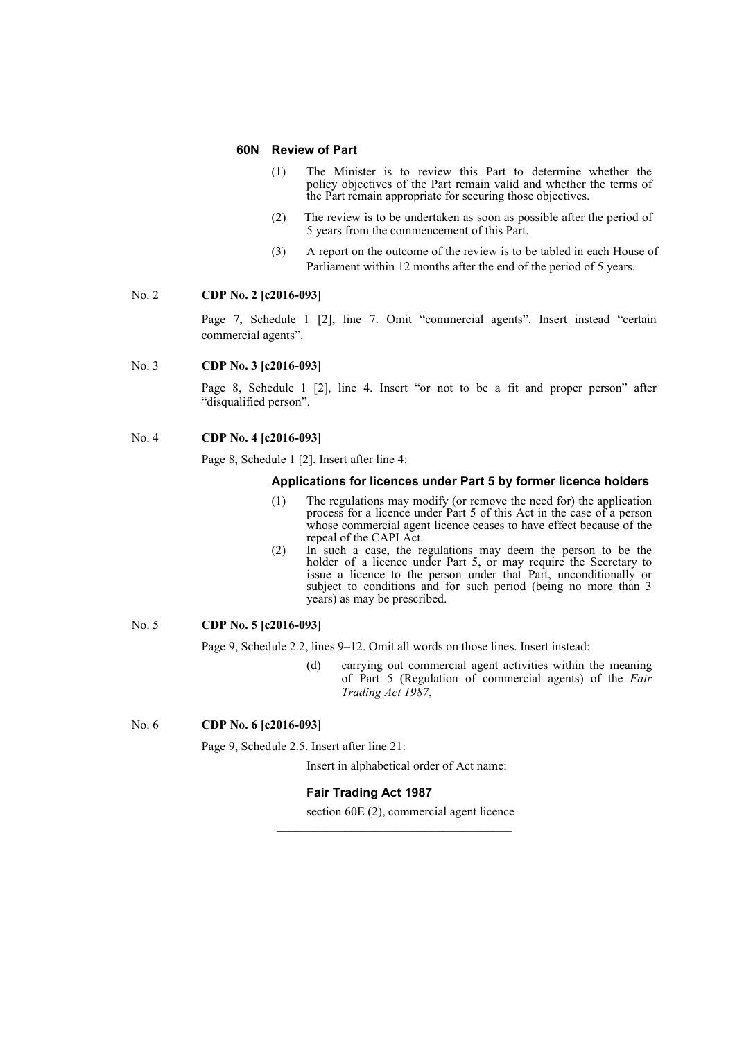**60N Review of Part**

(1) The Minister is to review this Part to determine whether the policy objectives of the Part remain valid and whether the terms of the Part remain appropriate for securing those objectives.

(2) The review is to be undertaken as soon as possible after the period of 5 years from the commencement of this Part.

(3) A report on the outcome of the review is to be tabled in each House of Parliament within 12 months after the end of the period of 5 years.

No. 2 **CDP No. 2 [c2016-093]**

Page 7, Schedule 1 [2], line 7. Omit "commercial agents". Insert instead "certain commercial agents".

No. 3 **CDP No. 3 [c2016-093]**

Page 8, Schedule 1 [2], line 4. Insert "or not to be a fit and proper person" after "disqualified person".

No. 4 **CDP No. 4 [c2016-093]**

Page 8, Schedule 1 [2]. Insert after line 4:

**Applications for licences under Part 5 by former licence holders**

(1) The regulations may modify (or remove the need for) the application process for a licence under Part 5 of this Act in the case of a person whose commercial agent licence ceases to have effect because of the repeal of the CAPI Act.

(2) In such a case, the regulations may deem the person to be the holder of a licence under Part 5, or may require the Secretary to issue a licence to the person under that Part, unconditionally or subject to conditions and for such period (being no more than 3 years) as may be prescribed.

No. 5 **CDP No. 5 [c2016-093]**

Page 9, Schedule 2.2, lines 9–12. Omit all words on those lines. Insert instead:

(d) carrying out commercial agent activities within the meaning of Part 5 (Regulation of commercial agents) of the *Fair Trading Act 1987*,

No. 6 **CDP No. 6 [c2016-093]**

Page 9, Schedule 2.5. Insert after line 21:

Insert in alphabetical order of Act name:

**Fair Trading Act 1987**

section 60E (2), commercial agent licence